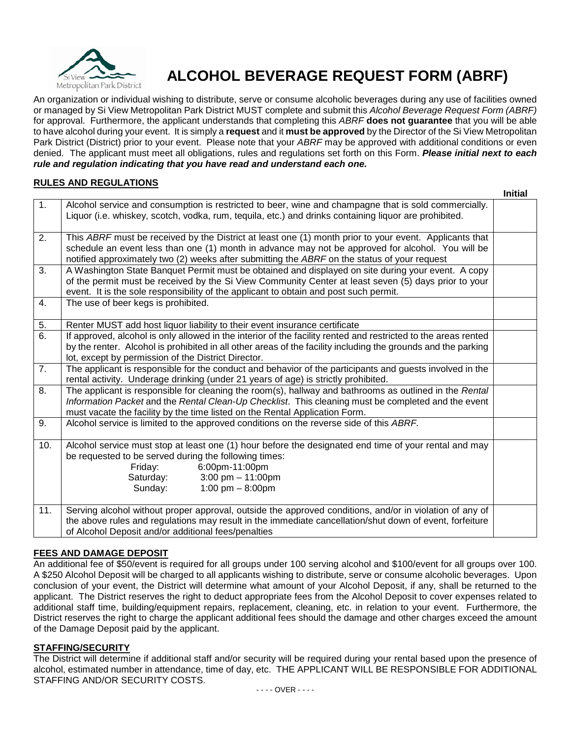# ALCOHOL BEVERAGE REQUEST FORM (ABRF)

An organization or individual wishing to distribute, serve or consume alcoholic beverages during any use of facilities owned or managed by Si View Metropolitan Park District MUST complete and submit this *Alcohol Beverage Request Form (ABRF)* for approval. Furthermore, the applicant understands that completing this *ABRF* **does not guarantee** that you will be able to have alcohol during your event. It is simply a **request** and it **must be approved** by the Director of the Si View Metropolitan Park District (District) prior to your event. Please note that your *ABRF* may be approved with additional conditions or even denied. The applicant must meet all obligations, rules and regulations set forth on this Form. ***Please initial next to each rule and regulation indicating that you have read and understand each one.***

## RULES AND REGULATIONS

| | | Initial |
|---|---|---|
| 1. | Alcohol service and consumption is restricted to beer, wine and champagne that is sold commercially. Liquor (i.e. whiskey, scotch, vodka, rum, tequila, etc.) and drinks containing liquor are prohibited. | |
| 2. | This *ABRF* must be received by the District at least one (1) month prior to your event. Applicants that schedule an event less than one (1) month in advance may not be approved for alcohol. You will be notified approximately two (2) weeks after submitting the *ABRF* on the status of your request | |
| 3. | A Washington State Banquet Permit must be obtained and displayed on site during your event. A copy of the permit must be received by the Si View Community Center at least seven (5) days prior to your event. It is the sole responsibility of the applicant to obtain and post such permit. | |
| 4. | The use of beer kegs is prohibited. | |
| 5. | Renter MUST add host liquor liability to their event insurance certificate | |
| 6. | If approved, alcohol is only allowed in the interior of the facility rented and restricted to the areas rented by the renter. Alcohol is prohibited in all other areas of the facility including the grounds and the parking lot, except by permission of the District Director. | |
| 7. | The applicant is responsible for the conduct and behavior of the participants and guests involved in the rental activity. Underage drinking (under 21 years of age) is strictly prohibited. | |
| 8. | The applicant is responsible for cleaning the room(s), hallway and bathrooms as outlined in the *Rental Information Packet* and the *Rental Clean-Up Checklist*. This cleaning must be completed and the event must vacate the facility by the time listed on the Rental Application Form. | |
| 9. | Alcohol service is limited to the approved conditions on the reverse side of this *ABRF.* | |
| 10. | Alcohol service must stop at least one (1) hour before the designated end time of your rental and may be requested to be served during the following times:<br>Friday: 6:00pm-11:00pm<br>Saturday: 3:00 pm – 11:00pm<br>Sunday: 1:00 pm – 8:00pm | |
| 11. | Serving alcohol without proper approval, outside the approved conditions, and/or in violation of any of the above rules and regulations may result in the immediate cancellation/shut down of event, forfeiture of Alcohol Deposit and/or additional fees/penalties | |

## FEES AND DAMAGE DEPOSIT

An additional fee of $50/event is required for all groups under 100 serving alcohol and $100/event for all groups over 100. A $250 Alcohol Deposit will be charged to all applicants wishing to distribute, serve or consume alcoholic beverages. Upon conclusion of your event, the District will determine what amount of your Alcohol Deposit, if any, shall be returned to the applicant. The District reserves the right to deduct appropriate fees from the Alcohol Deposit to cover expenses related to additional staff time, building/equipment repairs, replacement, cleaning, etc. in relation to your event. Furthermore, the District reserves the right to charge the applicant additional fees should the damage and other charges exceed the amount of the Damage Deposit paid by the applicant.

## STAFFING/SECURITY

The District will determine if additional staff and/or security will be required during your rental based upon the presence of alcohol, estimated number in attendance, time of day, etc. THE APPLICANT WILL BE RESPONSIBLE FOR ADDITIONAL STAFFING AND/OR SECURITY COSTS.

- - - - OVER - - - -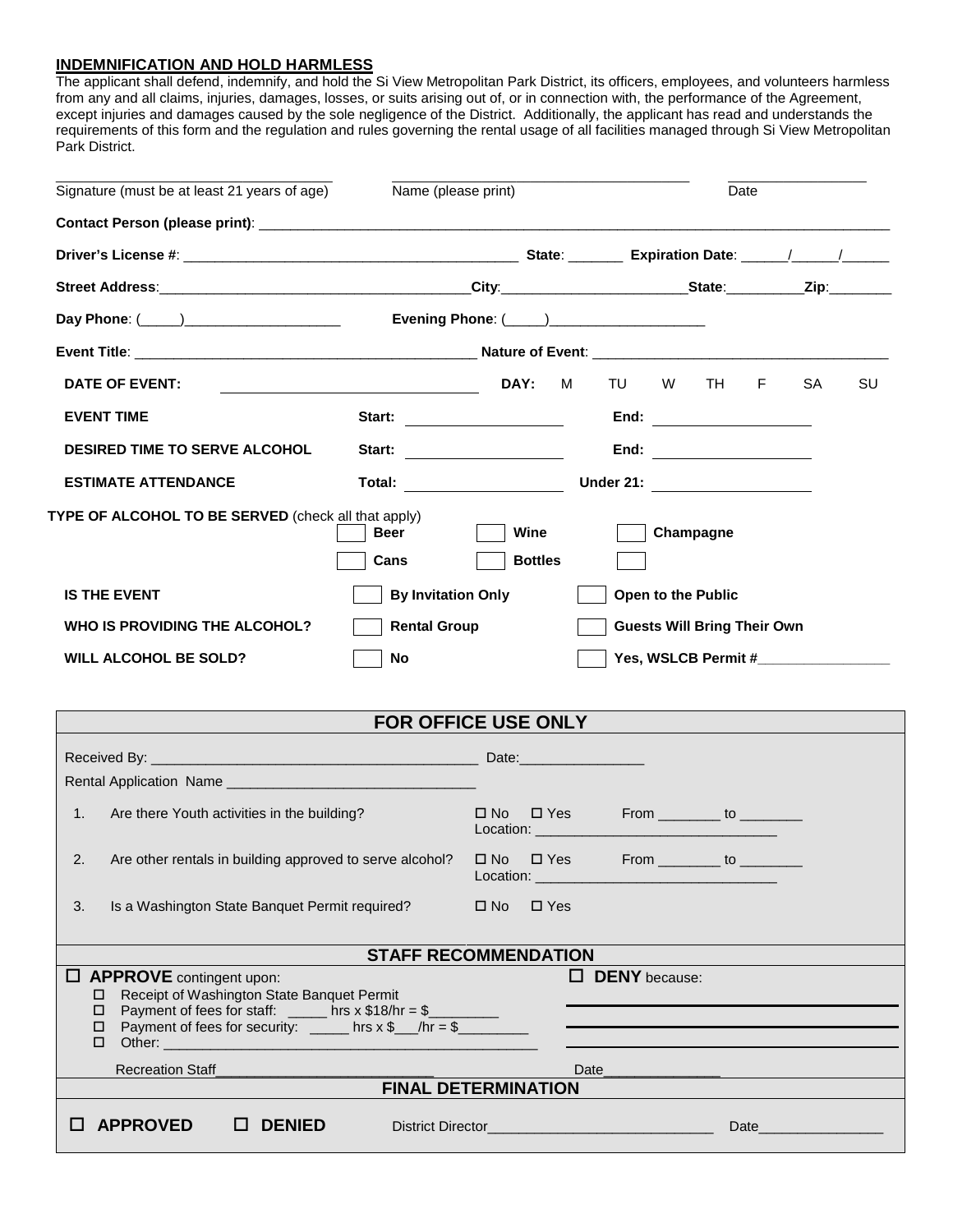**INDEMNIFICATION AND HOLD HARMLESS**

The applicant shall defend, indemnify, and hold the Si View Metropolitan Park District, its officers, employees, and volunteers harmless from any and all claims, injuries, damages, losses, or suits arising out of, or in connection with, the performance of the Agreement, except injuries and damages caused by the sole negligence of the District. Additionally, the applicant has read and understands the requirements of this form and the regulation and rules governing the rental usage of all facilities managed through Si View Metropolitan Park District.

_________________________________ _________________________________ ________________

Signature (must be at least 21 years of age) Name (please print) Date

**Contact Person (please print)**: ______________________________________________________________________

**Driver's License #**: ________________________________________ **State**: _______ **Expiration Date**: _____/_____/_____

**Street Address**:_______________________________________**City**:_______________________**State**:_________**Zip**:________

**Day Phone**: (_____)____________________ **Evening Phone**: (_____)____________________

**Event Title**: ____________________________________________ **Nature of Event**: _____________________________________

| | | | | |
|---|---|---|---|---|
| **DATE OF EVENT:** | ____________________ | **DAY:** M TU W TH F SA SU | | |
| **EVENT TIME** | **Start:** ____________ | | **End:** ____________ | |
| **DESIRED TIME TO SERVE ALCOHOL** | **Start:** ____________ | | **End:** ____________ | |
| **ESTIMATE ATTENDANCE** | **Total:** ____________ | | **Under 21:** ____________ | |

**TYPE OF ALCOHOL TO BE SERVED** (check all that apply)

| | | | |
|---|---|---|---|
| | ☐ **Beer** | ☐ **Wine** | ☐ **Champagne** |
| | ☐ **Cans** | ☐ **Bottles** | ☐ |
| **IS THE EVENT** | ☐ **By Invitation Only** | | ☐ **Open to the Public** |
| **WHO IS PROVIDING THE ALCOHOL?** | ☐ **Rental Group** | | ☐ **Guests Will Bring Their Own** |
| **WILL ALCOHOL BE SOLD?** | ☐ **No** | | ☐ **Yes, WSLCB Permit #**________________ |

## FOR OFFICE USE ONLY

Received By: ________________________________________ Date:_______________

Rental Application Name _______________________________

1. Are there Youth activities in the building? ☐ No ☐ Yes From ________ to ________ Location: ______________________________
2. Are other rentals in building approved to serve alcohol? ☐ No ☐ Yes From ________ to ________ Location: ______________________________
3. Is a Washington State Banquet Permit required? ☐ No ☐ Yes

## STAFF RECOMMENDATION

☐ **APPROVE** contingent upon:
- ☐ Receipt of Washington State Banquet Permit
- ☐ Payment of fees for staff: _____ hrs x $18/hr = $_________
- ☐ Payment of fees for security: _____ hrs x $___/hr = $_________
- ☐ Other: ______________________________________________

☐ **DENY** because:

______________________________________________

______________________________________________

______________________________________________

Recreation Staff__________________________ Date______________

## FINAL DETERMINATION

☐ **APPROVED** ☐ **DENIED** District Director___________________________ Date_______________